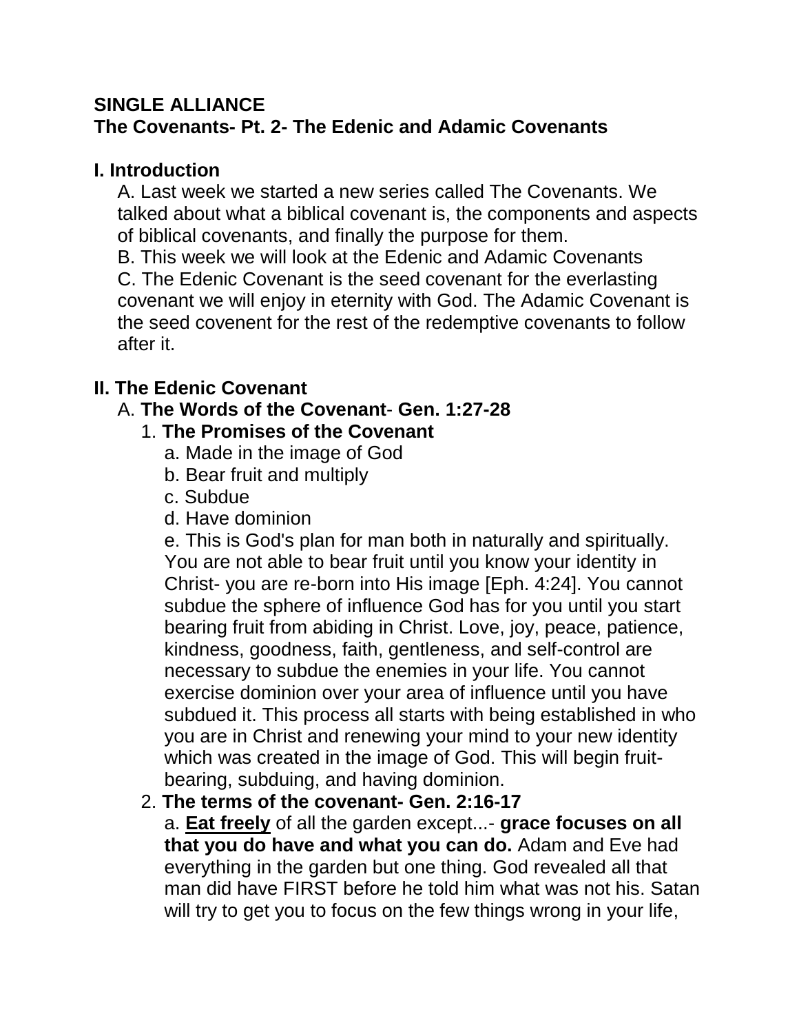**SINGLE ALLIANCE**
**The Covenants- Pt. 2- The Edenic and Adamic Covenants**

## I. Introduction

A. Last week we started a new series called The Covenants. We talked about what a biblical covenant is, the components and aspects of biblical covenants, and finally the purpose for them.

B. This week we will look at the Edenic and Adamic Covenants

C. The Edenic Covenant is the seed covenant for the everlasting covenant we will enjoy in eternity with God. The Adamic Covenant is the seed covenent for the rest of the redemptive covenants to follow after it.

## II. The Edenic Covenant

A. **The Words of the Covenant**- **Gen. 1:27-28**

1. **The Promises of the Covenant**

a. Made in the image of God

b. Bear fruit and multiply

c. Subdue

d. Have dominion

e. This is God's plan for man both in naturally and spiritually. You are not able to bear fruit until you know your identity in Christ- you are re-born into His image [Eph. 4:24]. You cannot subdue the sphere of influence God has for you until you start bearing fruit from abiding in Christ. Love, joy, peace, patience, kindness, goodness, faith, gentleness, and self-control are necessary to subdue the enemies in your life. You cannot exercise dominion over your area of influence until you have subdued it. This process all starts with being established in who you are in Christ and renewing your mind to your new identity which was created in the image of God. This will begin fruit-bearing, subduing, and having dominion.

2. **The terms of the covenant- Gen. 2:16-17**

a. **<u>Eat freely</u>** of all the garden except...- **grace focuses on all that you do have and what you can do.** Adam and Eve had everything in the garden but one thing. God revealed all that man did have FIRST before he told him what was not his. Satan will try to get you to focus on the few things wrong in your life,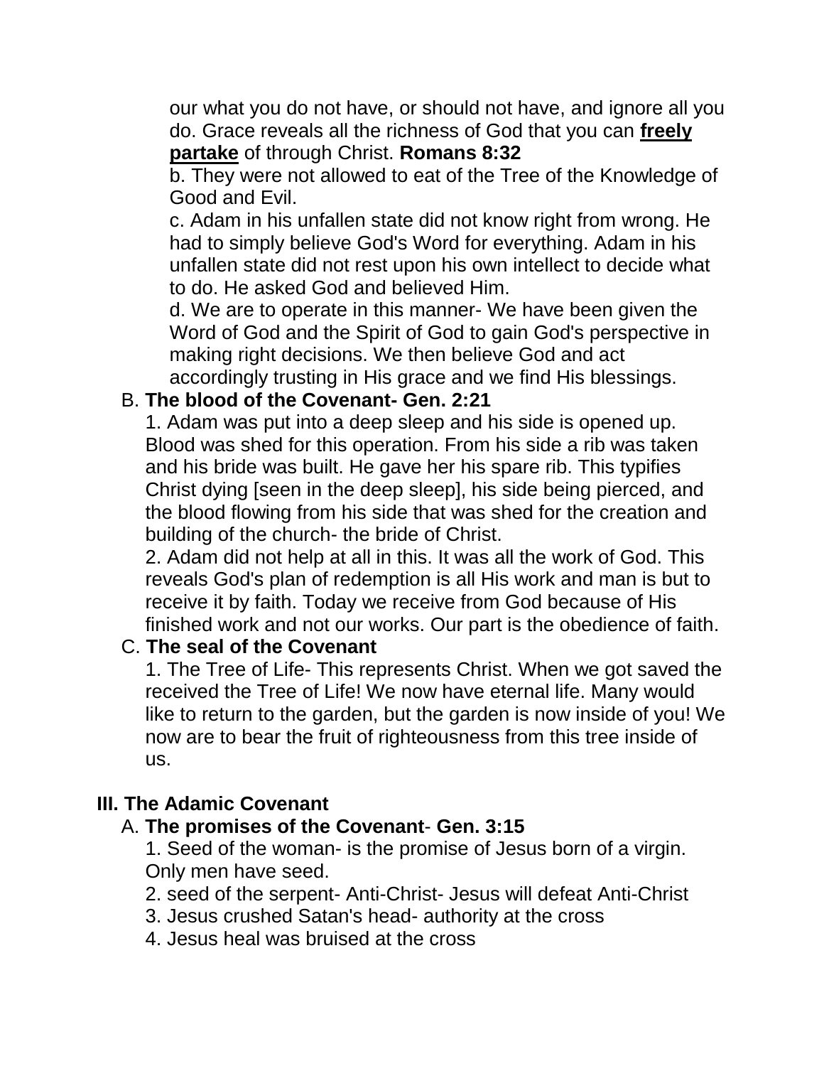our what you do not have, or should not have, and ignore all you do. Grace reveals all the richness of God that you can **freely partake** of through Christ. **Romans 8:32**

b. They were not allowed to eat of the Tree of the Knowledge of Good and Evil.

c. Adam in his unfallen state did not know right from wrong. He had to simply believe God's Word for everything. Adam in his unfallen state did not rest upon his own intellect to decide what to do. He asked God and believed Him.

d. We are to operate in this manner- We have been given the Word of God and the Spirit of God to gain God's perspective in making right decisions. We then believe God and act accordingly trusting in His grace and we find His blessings.

B. **The blood of the Covenant- Gen. 2:21**

1. Adam was put into a deep sleep and his side is opened up. Blood was shed for this operation. From his side a rib was taken and his bride was built. He gave her his spare rib. This typifies Christ dying [seen in the deep sleep], his side being pierced, and the blood flowing from his side that was shed for the creation and building of the church- the bride of Christ.

2. Adam did not help at all in this. It was all the work of God. This reveals God's plan of redemption is all His work and man is but to receive it by faith. Today we receive from God because of His finished work and not our works. Our part is the obedience of faith.

C. **The seal of the Covenant**

1. The Tree of Life- This represents Christ. When we got saved the received the Tree of Life! We now have eternal life. Many would like to return to the garden, but the garden is now inside of you! We now are to bear the fruit of righteousness from this tree inside of us.

## III. The Adamic Covenant

A. **The promises of the Covenant**- **Gen. 3:15**

1. Seed of the woman- is the promise of Jesus born of a virgin. Only men have seed.
2. seed of the serpent- Anti-Christ- Jesus will defeat Anti-Christ
3. Jesus crushed Satan's head- authority at the cross
4. Jesus heal was bruised at the cross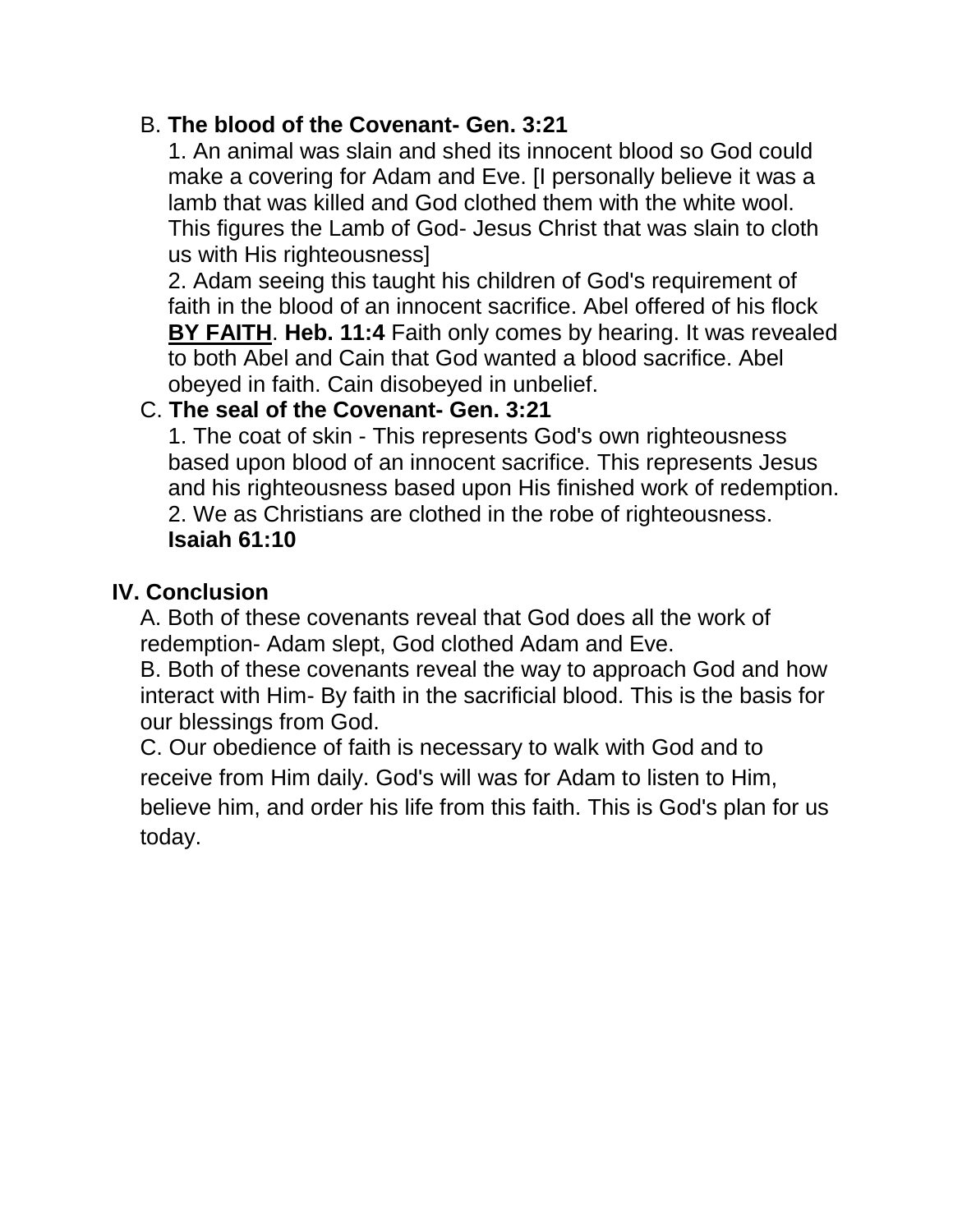B. **The blood of the Covenant- Gen. 3:21**

1. An animal was slain and shed its innocent blood so God could make a covering for Adam and Eve. [I personally believe it was a lamb that was killed and God clothed them with the white wool. This figures the Lamb of God- Jesus Christ that was slain to cloth us with His righteousness]
2. Adam seeing this taught his children of God's requirement of faith in the blood of an innocent sacrifice. Abel offered of his flock **<u>BY FAITH</u>**. **Heb. 11:4** Faith only comes by hearing. It was revealed to both Abel and Cain that God wanted a blood sacrifice. Abel obeyed in faith. Cain disobeyed in unbelief.

C. **The seal of the Covenant- Gen. 3:21**

1. The coat of skin - This represents God's own righteousness based upon blood of an innocent sacrifice. This represents Jesus and his righteousness based upon His finished work of redemption.
2. We as Christians are clothed in the robe of righteousness. **Isaiah 61:10**

## IV. Conclusion

A. Both of these covenants reveal that God does all the work of redemption- Adam slept, God clothed Adam and Eve.

B. Both of these covenants reveal the way to approach God and how interact with Him- By faith in the sacrificial blood. This is the basis for our blessings from God.

C. Our obedience of faith is necessary to walk with God and to receive from Him daily. God's will was for Adam to listen to Him, believe him, and order his life from this faith. This is God's plan for us today.